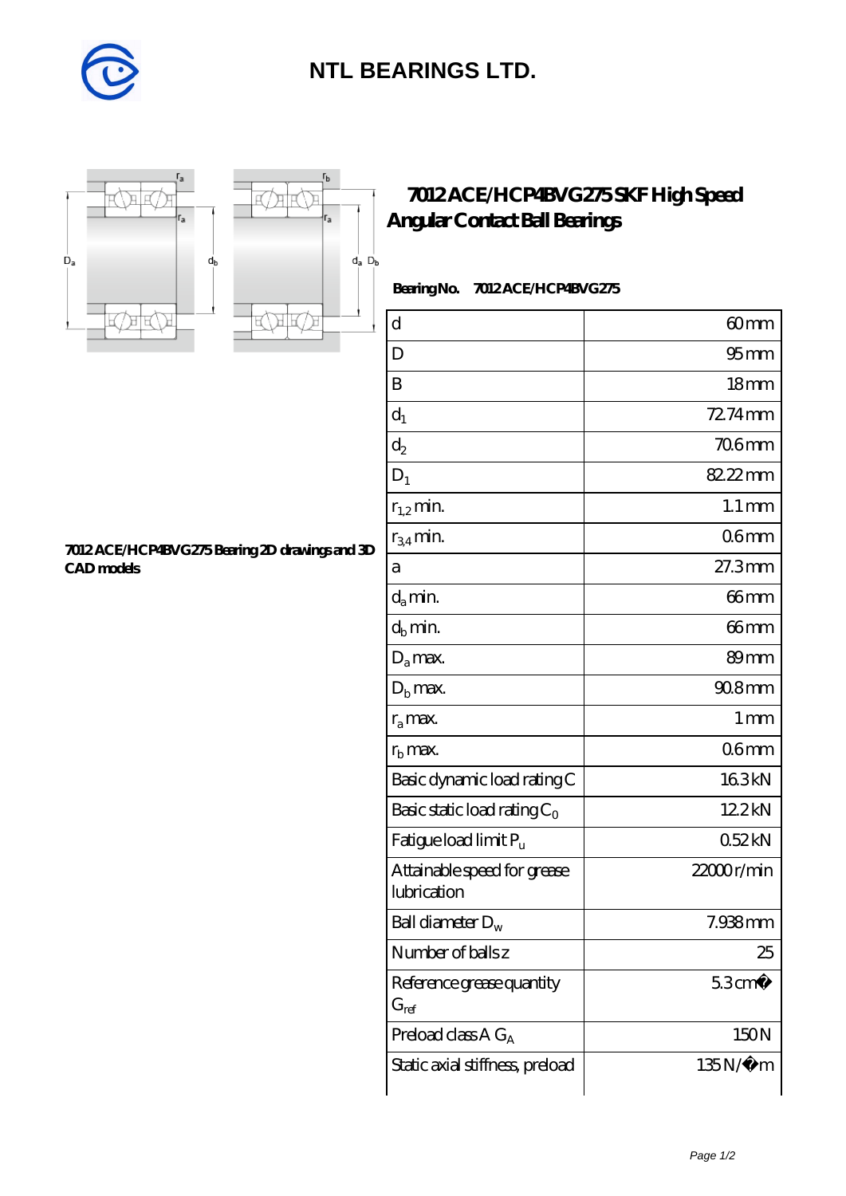# NTL BEARINGS LTD.

## 7012 ACE/HCP4BVG275 SKF High Speed Angular Contact Ball Bearings

**Bearing No. 7012 ACE/HCP4BVG275**

**7012 ACE/HCP4BVG275 Bearing 2D drawings and 3D CAD models**

| | |
|---|---|
| d | 60 mm |
| D | 95 mm |
| B | 18 mm |
| $d_1$ | 72.74 mm |
| $d_2$ | 70.6 mm |
| $D_1$ | 82.22 mm |
| $r_{1,2}$ min. | 1.1 mm |
| $r_{3,4}$ min. | 0.6 mm |
| a | 27.3 mm |
| $d_a$ min. | 66 mm |
| $d_b$ min. | 66 mm |
| $D_a$ max. | 89 mm |
| $D_b$ max. | 90.8 mm |
| $r_a$ max. | 1 mm |
| $r_b$ max. | 0.6 mm |
| Basic dynamic load rating C | 16.3 kN |
| Basic static load rating $C_0$ | 12.2 kN |
| Fatigue load limit $P_u$ | 0.52 kN |
| Attainable speed for grease lubrication | 22000 r/min |
| Ball diameter $D_w$ | 7.938 mm |
| Number of balls z | 25 |
| Reference grease quantity $G_{ref}$ | 5.3 cm� |
| Preload class A $G_A$ | 150 N |
| Static axial stiffness, preload | 135 N/�m |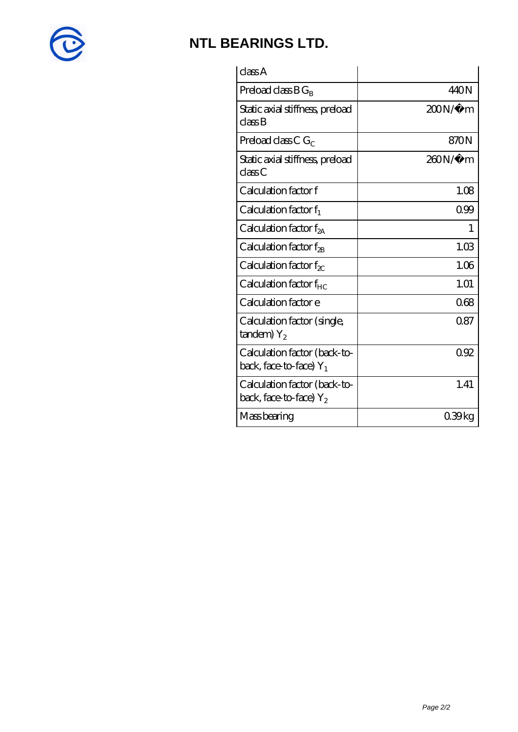| | |
|---|---|
| class A | |
| Preload class B $G_B$ | 440 N |
| Static axial stiffness, preload class B | 200 N/μm |
| Preload class C $G_C$ | 870 N |
| Static axial stiffness, preload class C | 260 N/μm |
| Calculation factor f | 1.08 |
| Calculation factor $f_1$ | 0.99 |
| Calculation factor $f_{2A}$ | 1 |
| Calculation factor $f_{2B}$ | 1.03 |
| Calculation factor $f_{2C}$ | 1.06 |
| Calculation factor $f_{HC}$ | 1.01 |
| Calculation factor e | 0.68 |
| Calculation factor (single, tandem) $Y_2$ | 0.87 |
| Calculation factor (back-to-back, face-to-face) $Y_1$ | 0.92 |
| Calculation factor (back-to-back, face-to-face) $Y_2$ | 1.41 |
| Mass bearing | 0.39 kg |